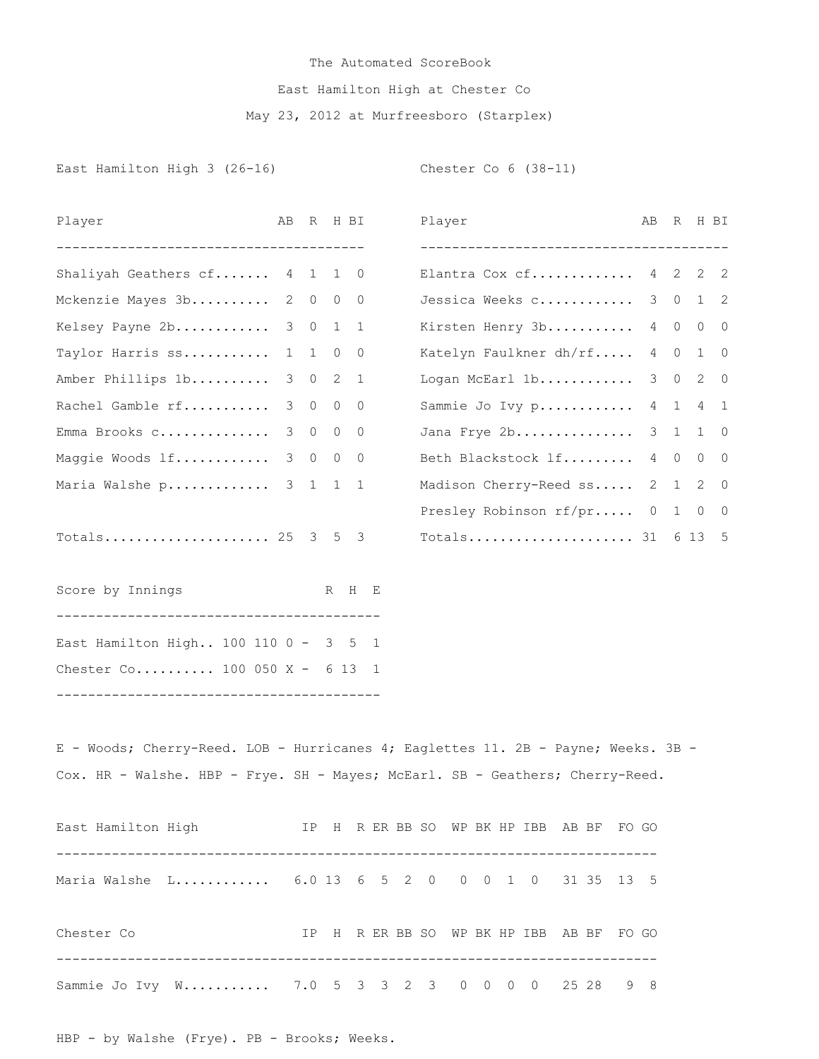# The Automated ScoreBook

## East Hamilton High at Chester Co

### May 23, 2012 at Murfreesboro (Starplex)

**East Hamilton High 3 (26-16)**

| Player | AB | R | H | BI |
|---|---|---|---|---|
| Shaliyah Geathers cf | 4 | 1 | 1 | 0 |
| Mckenzie Mayes 3b | 2 | 0 | 0 | 0 |
| Kelsey Payne 2b | 3 | 0 | 1 | 1 |
| Taylor Harris ss | 1 | 1 | 0 | 0 |
| Amber Phillips 1b | 3 | 0 | 2 | 1 |
| Rachel Gamble rf | 3 | 0 | 0 | 0 |
| Emma Brooks c | 3 | 0 | 0 | 0 |
| Maggie Woods lf | 3 | 0 | 0 | 0 |
| Maria Walshe p | 3 | 1 | 1 | 1 |
| Totals | 25 | 3 | 5 | 3 |

**Chester Co 6 (38-11)**

| Player | AB | R | H | BI |
|---|---|---|---|---|
| Elantra Cox cf | 4 | 2 | 2 | 2 |
| Jessica Weeks c | 3 | 0 | 1 | 2 |
| Kirsten Henry 3b | 4 | 0 | 0 | 0 |
| Katelyn Faulkner dh/rf | 4 | 0 | 1 | 0 |
| Logan McEarl 1b | 3 | 0 | 2 | 0 |
| Sammie Jo Ivy p | 4 | 1 | 4 | 1 |
| Jana Frye 2b | 3 | 1 | 1 | 0 |
| Beth Blackstock lf | 4 | 0 | 0 | 0 |
| Madison Cherry-Reed ss | 2 | 1 | 2 | 0 |
| Presley Robinson rf/pr | 0 | 1 | 0 | 0 |
| Totals | 31 | 6 | 13 | 5 |

| Score by Innings | | R | H | E |
|---|---|---|---|---|
| East Hamilton High | 100 110 0 | 3 | 5 | 1 |
| Chester Co | 100 050 X | 6 | 13 | 1 |

E - Woods; Cherry-Reed. LOB - Hurricanes 4; Eaglettes 11. 2B - Payne; Weeks. 3B - Cox. HR - Walshe. HBP - Frye. SH - Mayes; McEarl. SB - Geathers; Cherry-Reed.

| East Hamilton High | IP | H | R | ER | BB | SO | WP | BK | HP | IBB | AB | BF | FO | GO |
|---|---|---|---|---|---|---|---|---|---|---|---|---|---|---|
| Maria Walshe L | 6.0 | 13 | 6 | 5 | 2 | 0 | 0 | 0 | 1 | 0 | 31 | 35 | 13 | 5 |

| Chester Co | IP | H | R | ER | BB | SO | WP | BK | HP | IBB | AB | BF | FO | GO |
|---|---|---|---|---|---|---|---|---|---|---|---|---|---|---|
| Sammie Jo Ivy W | 7.0 | 5 | 3 | 3 | 2 | 3 | 0 | 0 | 0 | 0 | 25 | 28 | 9 | 8 |

HBP - by Walshe (Frye). PB - Brooks; Weeks.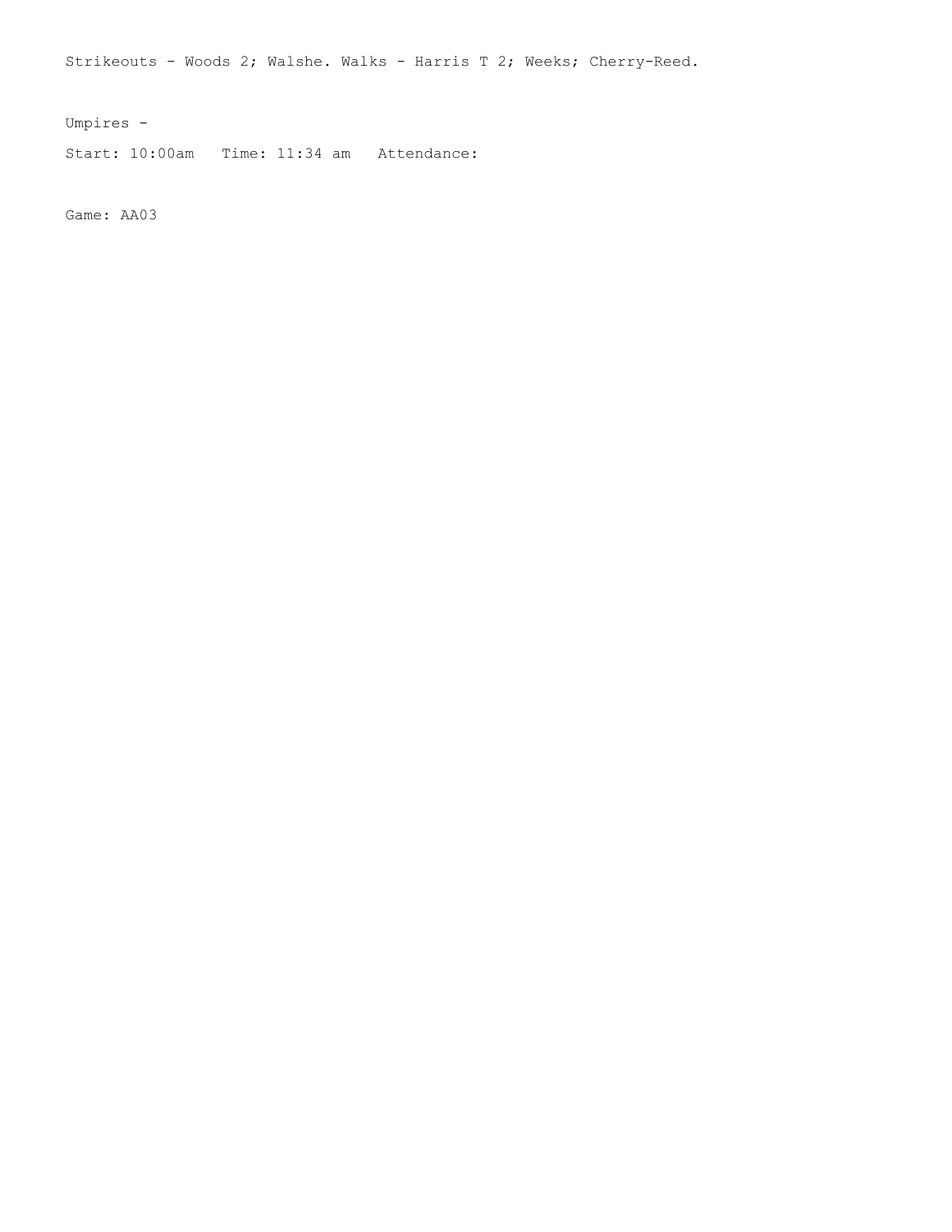Strikeouts - Woods 2; Walshe. Walks - Harris T 2; Weeks; Cherry-Reed.

Umpires -

Start: 10:00am   Time: 11:34 am   Attendance:

Game: AA03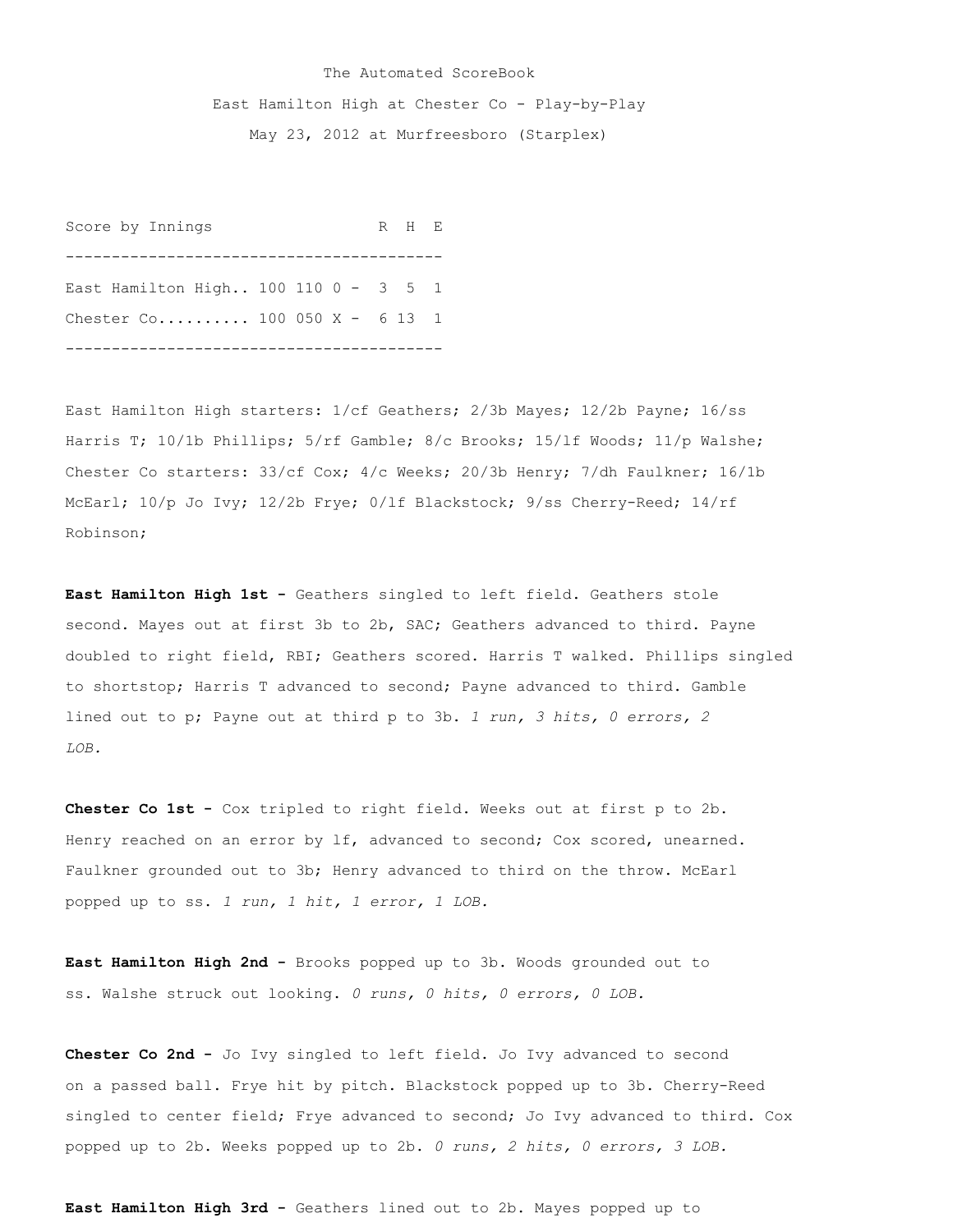The Automated ScoreBook

East Hamilton High at Chester Co - Play-by-Play

May 23, 2012 at Murfreesboro (Starplex)

| Score by Innings | | R | H | E |
|---|---|---|---|---|
| East Hamilton High.. | 100 110 0 - | 3 | 5 | 1 |
| Chester Co.......... | 100 050 X - | 6 | 13 | 1 |

East Hamilton High starters: 1/cf Geathers; 2/3b Mayes; 12/2b Payne; 16/ss Harris T; 10/1b Phillips; 5/rf Gamble; 8/c Brooks; 15/lf Woods; 11/p Walshe;
Chester Co starters: 33/cf Cox; 4/c Weeks; 20/3b Henry; 7/dh Faulkner; 16/1b McEarl; 10/p Jo Ivy; 12/2b Frye; 0/lf Blackstock; 9/ss Cherry-Reed; 14/rf Robinson;

**East Hamilton High 1st -** Geathers singled to left field. Geathers stole second. Mayes out at first 3b to 2b, SAC; Geathers advanced to third. Payne doubled to right field, RBI; Geathers scored. Harris T walked. Phillips singled to shortstop; Harris T advanced to second; Payne advanced to third. Gamble lined out to p; Payne out at third p to 3b. *1 run, 3 hits, 0 errors, 2 LOB.*

**Chester Co 1st -** Cox tripled to right field. Weeks out at first p to 2b. Henry reached on an error by lf, advanced to second; Cox scored, unearned. Faulkner grounded out to 3b; Henry advanced to third on the throw. McEarl popped up to ss. *1 run, 1 hit, 1 error, 1 LOB.*

**East Hamilton High 2nd -** Brooks popped up to 3b. Woods grounded out to ss. Walshe struck out looking. *0 runs, 0 hits, 0 errors, 0 LOB.*

**Chester Co 2nd -** Jo Ivy singled to left field. Jo Ivy advanced to second on a passed ball. Frye hit by pitch. Blackstock popped up to 3b. Cherry-Reed singled to center field; Frye advanced to second; Jo Ivy advanced to third. Cox popped up to 2b. Weeks popped up to 2b. *0 runs, 2 hits, 0 errors, 3 LOB.*

**East Hamilton High 3rd -** Geathers lined out to 2b. Mayes popped up to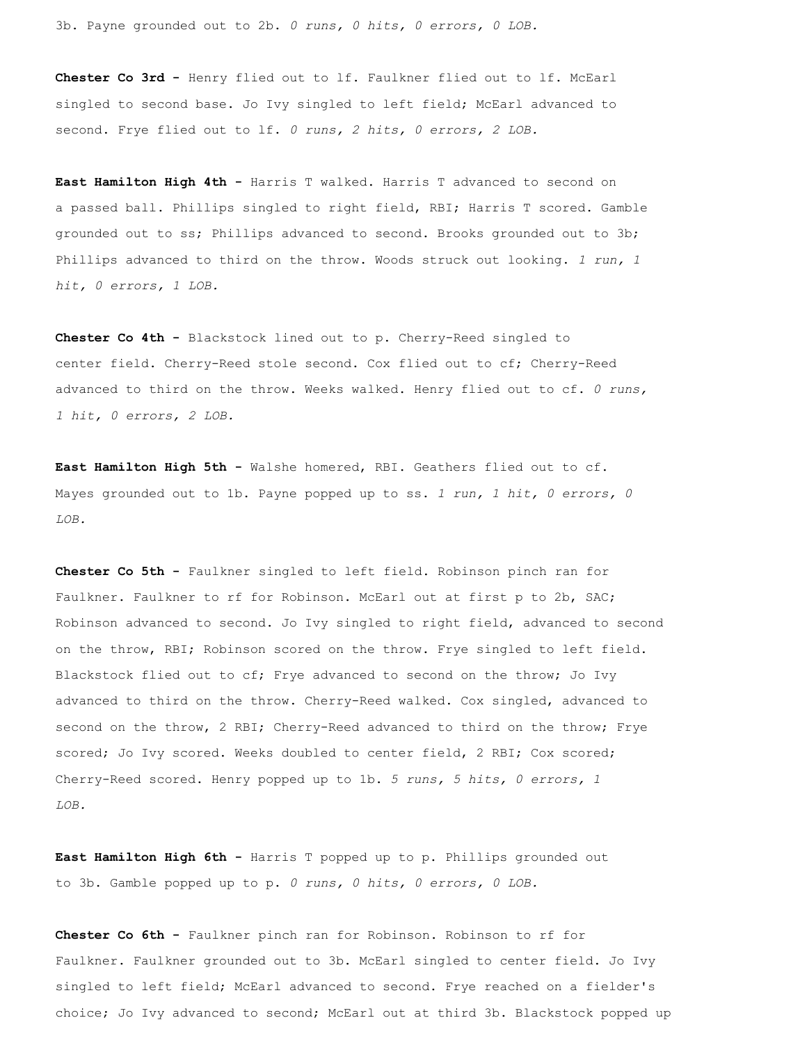3b. Payne grounded out to 2b. *0 runs, 0 hits, 0 errors, 0 LOB.*

**Chester Co 3rd -** Henry flied out to lf. Faulkner flied out to lf. McEarl singled to second base. Jo Ivy singled to left field; McEarl advanced to second. Frye flied out to lf. *0 runs, 2 hits, 0 errors, 2 LOB.*

**East Hamilton High 4th -** Harris T walked. Harris T advanced to second on a passed ball. Phillips singled to right field, RBI; Harris T scored. Gamble grounded out to ss; Phillips advanced to second. Brooks grounded out to 3b; Phillips advanced to third on the throw. Woods struck out looking. *1 run, 1 hit, 0 errors, 1 LOB.*

**Chester Co 4th -** Blackstock lined out to p. Cherry-Reed singled to center field. Cherry-Reed stole second. Cox flied out to cf; Cherry-Reed advanced to third on the throw. Weeks walked. Henry flied out to cf. *0 runs, 1 hit, 0 errors, 2 LOB.*

**East Hamilton High 5th -** Walshe homered, RBI. Geathers flied out to cf. Mayes grounded out to 1b. Payne popped up to ss. *1 run, 1 hit, 0 errors, 0 LOB.*

**Chester Co 5th -** Faulkner singled to left field. Robinson pinch ran for Faulkner. Faulkner to rf for Robinson. McEarl out at first p to 2b, SAC; Robinson advanced to second. Jo Ivy singled to right field, advanced to second on the throw, RBI; Robinson scored on the throw. Frye singled to left field. Blackstock flied out to cf; Frye advanced to second on the throw; Jo Ivy advanced to third on the throw. Cherry-Reed walked. Cox singled, advanced to second on the throw, 2 RBI; Cherry-Reed advanced to third on the throw; Frye scored; Jo Ivy scored. Weeks doubled to center field, 2 RBI; Cox scored; Cherry-Reed scored. Henry popped up to 1b. *5 runs, 5 hits, 0 errors, 1 LOB.*

**East Hamilton High 6th -** Harris T popped up to p. Phillips grounded out to 3b. Gamble popped up to p. *0 runs, 0 hits, 0 errors, 0 LOB.*

**Chester Co 6th -** Faulkner pinch ran for Robinson. Robinson to rf for Faulkner. Faulkner grounded out to 3b. McEarl singled to center field. Jo Ivy singled to left field; McEarl advanced to second. Frye reached on a fielder's choice; Jo Ivy advanced to second; McEarl out at third 3b. Blackstock popped up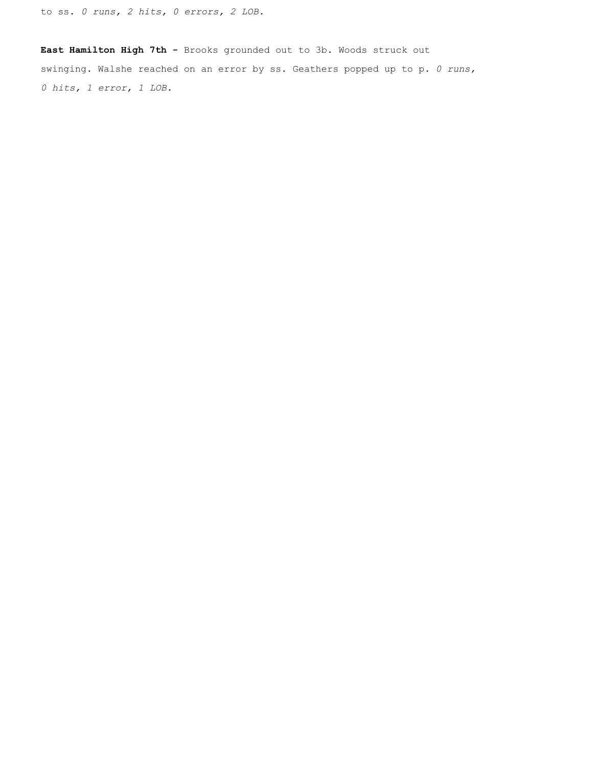to ss. *0 runs, 2 hits, 0 errors, 2 LOB.*

**East Hamilton High 7th -** Brooks grounded out to 3b. Woods struck out swinging. Walshe reached on an error by ss. Geathers popped up to p. *0 runs, 0 hits, 1 error, 1 LOB.*